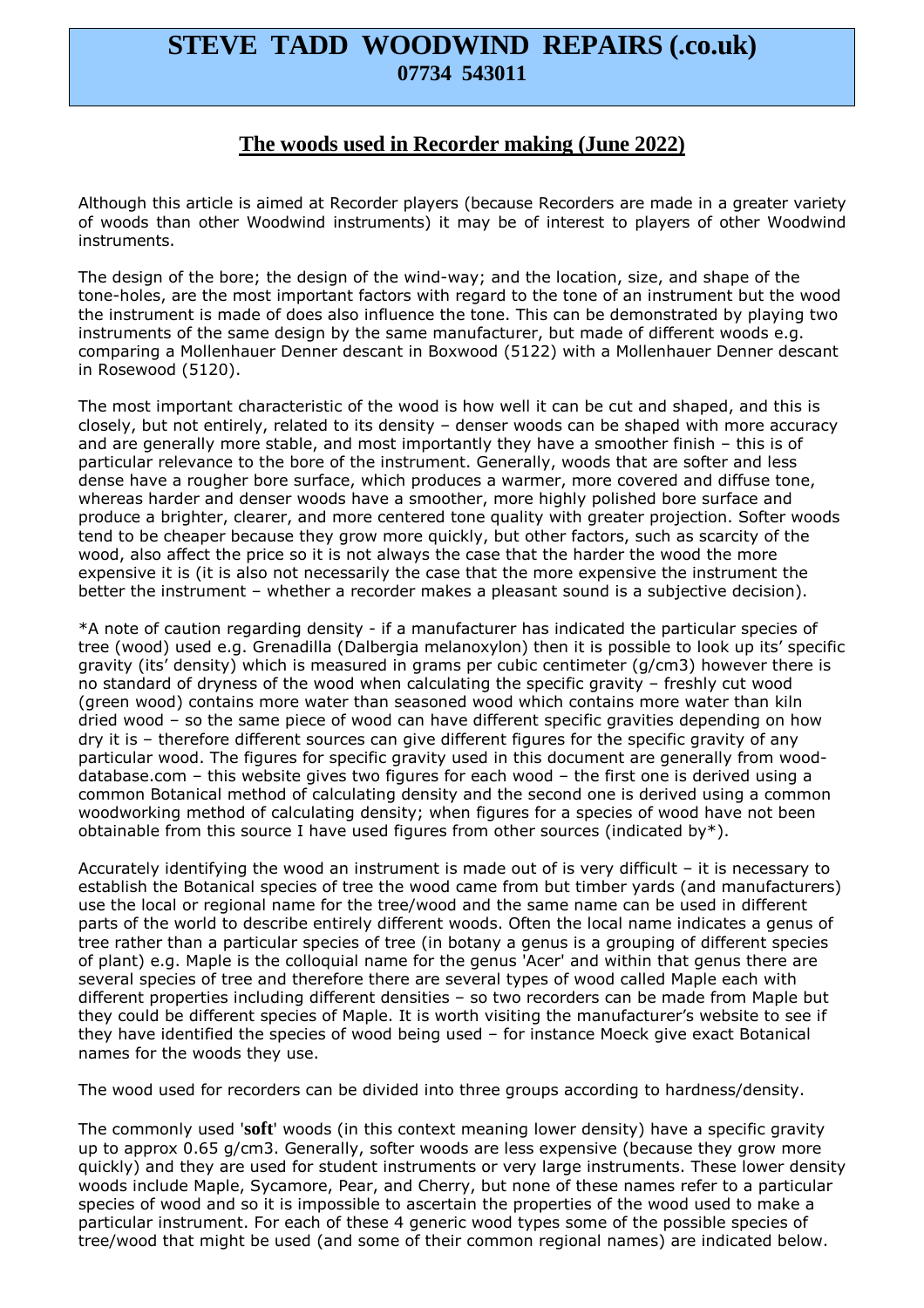# STEVE TADD WOODWIND REPAIRS (.co.uk)
**07734 543011**

## The woods used in Recorder making (June 2022)

Although this article is aimed at Recorder players (because Recorders are made in a greater variety of woods than other Woodwind instruments) it may be of interest to players of other Woodwind instruments.

The design of the bore; the design of the wind-way; and the location, size, and shape of the tone-holes, are the most important factors with regard to the tone of an instrument but the wood the instrument is made of does also influence the tone. This can be demonstrated by playing two instruments of the same design by the same manufacturer, but made of different woods e.g. comparing a Mollenhauer Denner descant in Boxwood (5122) with a Mollenhauer Denner descant in Rosewood (5120).

The most important characteristic of the wood is how well it can be cut and shaped, and this is closely, but not entirely, related to its density – denser woods can be shaped with more accuracy and are generally more stable, and most importantly they have a smoother finish – this is of particular relevance to the bore of the instrument. Generally, woods that are softer and less dense have a rougher bore surface, which produces a warmer, more covered and diffuse tone, whereas harder and denser woods have a smoother, more highly polished bore surface and produce a brighter, clearer, and more centered tone quality with greater projection. Softer woods tend to be cheaper because they grow more quickly, but other factors, such as scarcity of the wood, also affect the price so it is not always the case that the harder the wood the more expensive it is (it is also not necessarily the case that the more expensive the instrument the better the instrument – whether a recorder makes a pleasant sound is a subjective decision).

*A note of caution regarding density - if a manufacturer has indicated the particular species of tree (wood) used e.g. Grenadilla (Dalbergia melanoxylon) then it is possible to look up its' specific gravity (its' density) which is measured in grams per cubic centimeter (g/cm3) however there is no standard of dryness of the wood when calculating the specific gravity – freshly cut wood (green wood) contains more water than seasoned wood which contains more water than kiln dried wood – so the same piece of wood can have different specific gravities depending on how dry it is – therefore different sources can give different figures for the specific gravity of any particular wood. The figures for specific gravity used in this document are generally from wood-database.com – this website gives two figures for each wood – the first one is derived using a common Botanical method of calculating density and the second one is derived using a common woodworking method of calculating density; when figures for a species of wood have not been obtainable from this source I have used figures from other sources (indicated by*).

Accurately identifying the wood an instrument is made out of is very difficult – it is necessary to establish the Botanical species of tree the wood came from but timber yards (and manufacturers) use the local or regional name for the tree/wood and the same name can be used in different parts of the world to describe entirely different woods. Often the local name indicates a genus of tree rather than a particular species of tree (in botany a genus is a grouping of different species of plant) e.g. Maple is the colloquial name for the genus 'Acer' and within that genus there are several species of tree and therefore there are several types of wood called Maple each with different properties including different densities – so two recorders can be made from Maple but they could be different species of Maple. It is worth visiting the manufacturer's website to see if they have identified the species of wood being used – for instance Moeck give exact Botanical names for the woods they use.

The wood used for recorders can be divided into three groups according to hardness/density.

The commonly used '**soft**' woods (in this context meaning lower density) have a specific gravity up to approx 0.65 g/cm3. Generally, softer woods are less expensive (because they grow more quickly) and they are used for student instruments or very large instruments. These lower density woods include Maple, Sycamore, Pear, and Cherry, but none of these names refer to a particular species of wood and so it is impossible to ascertain the properties of the wood used to make a particular instrument. For each of these 4 generic wood types some of the possible species of tree/wood that might be used (and some of their common regional names) are indicated below.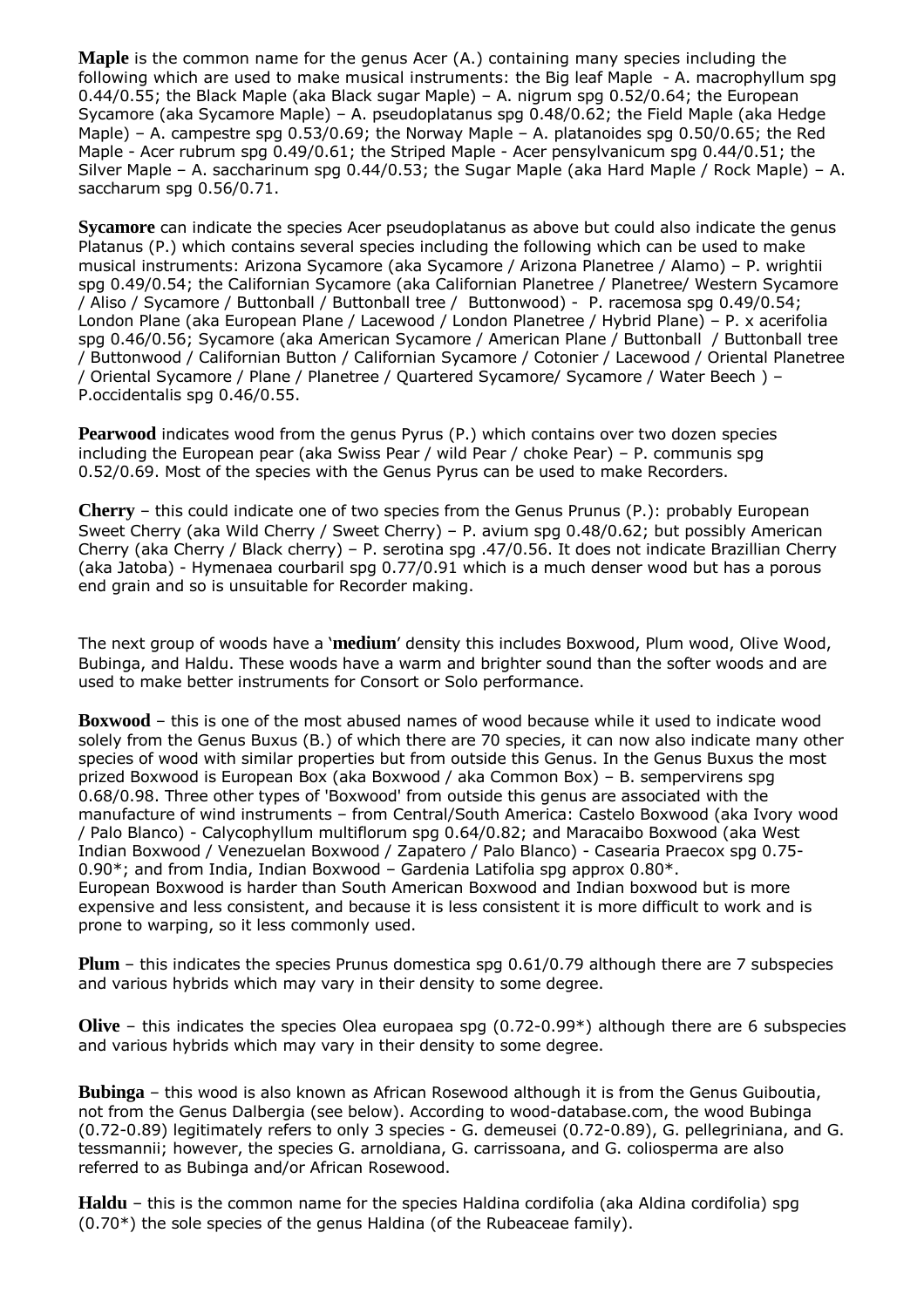**Maple** is the common name for the genus Acer (A.) containing many species including the following which are used to make musical instruments: the Big leaf Maple - A. macrophyllum spg 0.44/0.55; the Black Maple (aka Black sugar Maple) – A. nigrum spg 0.52/0.64; the European Sycamore (aka Sycamore Maple) – A. pseudoplatanus spg 0.48/0.62; the Field Maple (aka Hedge Maple) – A. campestre spg 0.53/0.69; the Norway Maple – A. platanoides spg 0.50/0.65; the Red Maple - Acer rubrum spg 0.49/0.61; the Striped Maple - Acer pensylvanicum spg 0.44/0.51; the Silver Maple – A. saccharinum spg 0.44/0.53; the Sugar Maple (aka Hard Maple / Rock Maple) – A. saccharum spg 0.56/0.71.

**Sycamore** can indicate the species Acer pseudoplatanus as above but could also indicate the genus Platanus (P.) which contains several species including the following which can be used to make musical instruments: Arizona Sycamore (aka Sycamore / Arizona Planetree / Alamo) – P. wrightii spg 0.49/0.54; the Californian Sycamore (aka Californian Planetree / Planetree/ Western Sycamore / Aliso / Sycamore / Buttonball / Buttonball tree / Buttonwood) - P. racemosa spg 0.49/0.54; London Plane (aka European Plane / Lacewood / London Planetree / Hybrid Plane) – P. x acerifolia spg 0.46/0.56; Sycamore (aka American Sycamore / American Plane / Buttonball / Buttonball tree / Buttonwood / Californian Button / Californian Sycamore / Cotonier / Lacewood / Oriental Planetree / Oriental Sycamore / Plane / Planetree / Quartered Sycamore/ Sycamore / Water Beech ) – P.occidentalis spg 0.46/0.55.

**Pearwood** indicates wood from the genus Pyrus (P.) which contains over two dozen species including the European pear (aka Swiss Pear / wild Pear / choke Pear) – P. communis spg 0.52/0.69. Most of the species with the Genus Pyrus can be used to make Recorders.

**Cherry** – this could indicate one of two species from the Genus Prunus (P.): probably European Sweet Cherry (aka Wild Cherry / Sweet Cherry) – P. avium spg 0.48/0.62; but possibly American Cherry (aka Cherry / Black cherry) – P. serotina spg .47/0.56. It does not indicate Brazillian Cherry (aka Jatoba) - Hymenaea courbaril spg 0.77/0.91 which is a much denser wood but has a porous end grain and so is unsuitable for Recorder making.

The next group of woods have a '**medium**' density this includes Boxwood, Plum wood, Olive Wood, Bubinga, and Haldu. These woods have a warm and brighter sound than the softer woods and are used to make better instruments for Consort or Solo performance.

**Boxwood** – this is one of the most abused names of wood because while it used to indicate wood solely from the Genus Buxus (B.) of which there are 70 species, it can now also indicate many other species of wood with similar properties but from outside this Genus. In the Genus Buxus the most prized Boxwood is European Box (aka Boxwood / aka Common Box) – B. sempervirens spg 0.68/0.98. Three other types of 'Boxwood' from outside this genus are associated with the manufacture of wind instruments – from Central/South America: Castelo Boxwood (aka Ivory wood / Palo Blanco) - Calycophyllum multiflorum spg 0.64/0.82; and Maracaibo Boxwood (aka West Indian Boxwood / Venezuelan Boxwood / Zapatero / Palo Blanco) - Casearia Praecox spg 0.75-0.90*; and from India, Indian Boxwood – Gardenia Latifolia spg approx 0.80*.
European Boxwood is harder than South American Boxwood and Indian boxwood but is more expensive and less consistent, and because it is less consistent it is more difficult to work and is prone to warping, so it less commonly used.

**Plum** – this indicates the species Prunus domestica spg 0.61/0.79 although there are 7 subspecies and various hybrids which may vary in their density to some degree.

**Olive** – this indicates the species Olea europaea spg (0.72-0.99*) although there are 6 subspecies and various hybrids which may vary in their density to some degree.

**Bubinga** – this wood is also known as African Rosewood although it is from the Genus Guiboutia, not from the Genus Dalbergia (see below). According to wood-database.com, the wood Bubinga (0.72-0.89) legitimately refers to only 3 species - G. demeusei (0.72-0.89), G. pellegriniana, and G. tessmannii; however, the species G. arnoldiana, G. carrissoana, and G. coliosperma are also referred to as Bubinga and/or African Rosewood.

**Haldu** – this is the common name for the species Haldina cordifolia (aka Aldina cordifolia) spg (0.70*) the sole species of the genus Haldina (of the Rubeaceae family).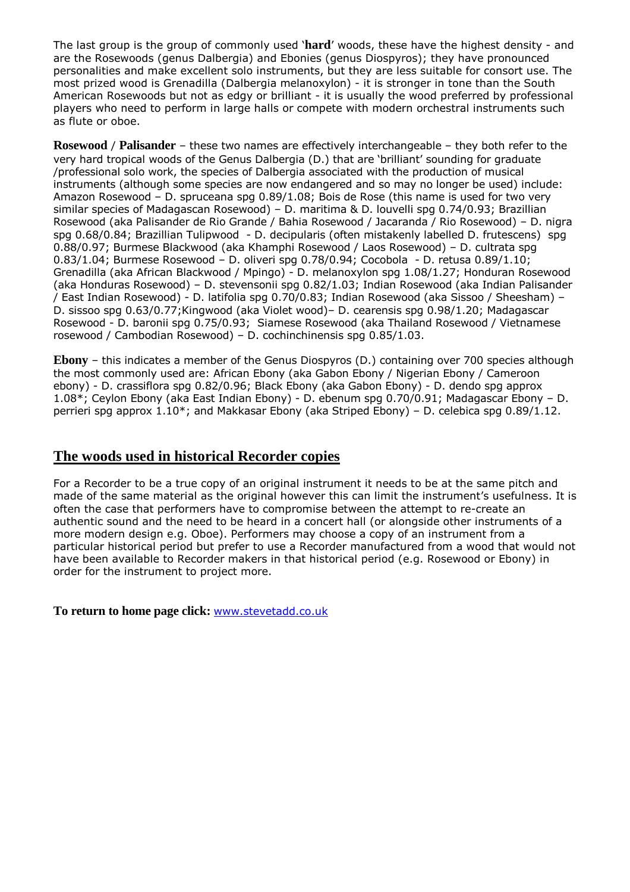The last group is the group of commonly used '**hard**' woods, these have the highest density - and are the Rosewoods (genus Dalbergia) and Ebonies (genus Diospyros); they have pronounced personalities and make excellent solo instruments, but they are less suitable for consort use. The most prized wood is Grenadilla (Dalbergia melanoxylon) - it is stronger in tone than the South American Rosewoods but not as edgy or brilliant - it is usually the wood preferred by professional players who need to perform in large halls or compete with modern orchestral instruments such as flute or oboe.

**Rosewood / Palisander** – these two names are effectively interchangeable – they both refer to the very hard tropical woods of the Genus Dalbergia (D.) that are 'brilliant' sounding for graduate /professional solo work, the species of Dalbergia associated with the production of musical instruments (although some species are now endangered and so may no longer be used) include: Amazon Rosewood – D. spruceana spg 0.89/1.08; Bois de Rose (this name is used for two very similar species of Madagascan Rosewood) – D. maritima & D. louvelli spg 0.74/0.93; Brazillian Rosewood (aka Palisander de Rio Grande / Bahia Rosewood / Jacaranda / Rio Rosewood) – D. nigra spg 0.68/0.84; Brazillian Tulipwood - D. decipularis (often mistakenly labelled D. frutescens) spg 0.88/0.97; Burmese Blackwood (aka Khamphi Rosewood / Laos Rosewood) – D. cultrata spg 0.83/1.04; Burmese Rosewood – D. oliveri spg 0.78/0.94; Cocobola - D. retusa 0.89/1.10; Grenadilla (aka African Blackwood / Mpingo) - D. melanoxylon spg 1.08/1.27; Honduran Rosewood (aka Honduras Rosewood) – D. stevensonii spg 0.82/1.03; Indian Rosewood (aka Indian Palisander / East Indian Rosewood) - D. latifolia spg 0.70/0.83; Indian Rosewood (aka Sissoo / Sheesham) – D. sissoo spg 0.63/0.77;Kingwood (aka Violet wood)– D. cearensis spg 0.98/1.20; Madagascar Rosewood - D. baronii spg 0.75/0.93; Siamese Rosewood (aka Thailand Rosewood / Vietnamese rosewood / Cambodian Rosewood) – D. cochinchinensis spg 0.85/1.03.

**Ebony** – this indicates a member of the Genus Diospyros (D.) containing over 700 species although the most commonly used are: African Ebony (aka Gabon Ebony / Nigerian Ebony / Cameroon ebony) - D. crassiflora spg 0.82/0.96; Black Ebony (aka Gabon Ebony) - D. dendo spg approx 1.08*; Ceylon Ebony (aka East Indian Ebony) - D. ebenum spg 0.70/0.91; Madagascar Ebony – D. perrieri spg approx 1.10*; and Makkasar Ebony (aka Striped Ebony) – D. celebica spg 0.89/1.12.

## The woods used in historical Recorder copies

For a Recorder to be a true copy of an original instrument it needs to be at the same pitch and made of the same material as the original however this can limit the instrument's usefulness. It is often the case that performers have to compromise between the attempt to re-create an authentic sound and the need to be heard in a concert hall (or alongside other instruments of a more modern design e.g. Oboe). Performers may choose a copy of an instrument from a particular historical period but prefer to use a Recorder manufactured from a wood that would not have been available to Recorder makers in that historical period (e.g. Rosewood or Ebony) in order for the instrument to project more.

**To return to home page click:** www.stevetadd.co.uk